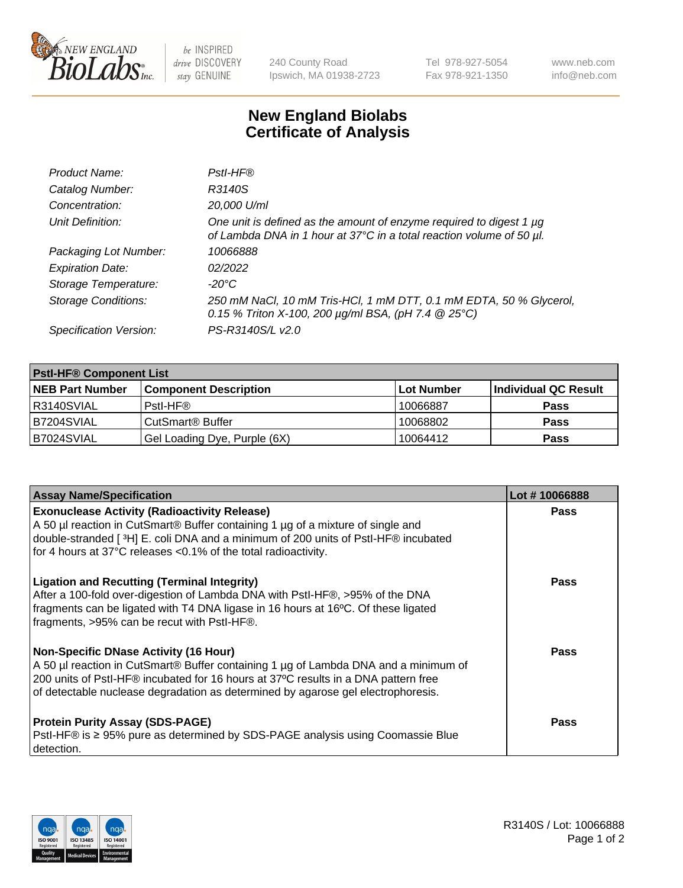# New England Biolabs Certificate of Analysis

| | |
|---|---|
| *Product Name:* | *PstI-HF®* |
| *Catalog Number:* | *R3140S* |
| *Concentration:* | *20,000 U/ml* |
| *Unit Definition:* | *One unit is defined as the amount of enzyme required to digest 1 µg of Lambda DNA in 1 hour at 37°C in a total reaction volume of 50 µl.* |
| *Packaging Lot Number:* | *10066888* |
| *Expiration Date:* | *02/2022* |
| *Storage Temperature:* | *-20°C* |
| *Storage Conditions:* | *250 mM NaCl, 10 mM Tris-HCl, 1 mM DTT, 0.1 mM EDTA, 50 % Glycerol, 0.15 % Triton X-100, 200 µg/ml BSA, (pH 7.4 @ 25°C)* |
| *Specification Version:* | *PS-R3140S/L v2.0* |

| **PstI-HF® Component List** | | | |
|---|---|---|---|
| **NEB Part Number** | **Component Description** | **Lot Number** | **Individual QC Result** |
| R3140SVIAL | PstI-HF® | 10066887 | **Pass** |
| B7204SVIAL | CutSmart® Buffer | 10068802 | **Pass** |
| B7024SVIAL | Gel Loading Dye, Purple (6X) | 10064412 | **Pass** |

| **Assay Name/Specification** | **Lot # 10066888** |
|---|---|
| **Exonuclease Activity (Radioactivity Release)**<br>A 50 µl reaction in CutSmart® Buffer containing 1 µg of a mixture of single and double-stranded [ $^3$H] E. coli DNA and a minimum of 200 units of PstI-HF® incubated for 4 hours at 37°C releases <0.1% of the total radioactivity. | **Pass** |
| **Ligation and Recutting (Terminal Integrity)**<br>After a 100-fold over-digestion of Lambda DNA with PstI-HF®, >95% of the DNA fragments can be ligated with T4 DNA ligase in 16 hours at 16ºC. Of these ligated fragments, >95% can be recut with PstI-HF®. | **Pass** |
| **Non-Specific DNase Activity (16 Hour)**<br>A 50 µl reaction in CutSmart® Buffer containing 1 µg of Lambda DNA and a minimum of 200 units of PstI-HF® incubated for 16 hours at 37ºC results in a DNA pattern free of detectable nuclease degradation as determined by agarose gel electrophoresis. | **Pass** |
| **Protein Purity Assay (SDS-PAGE)**<br>PstI-HF® is ≥ 95% pure as determined by SDS-PAGE analysis using Coomassie Blue detection. | **Pass** |

R3140S / Lot: 10066888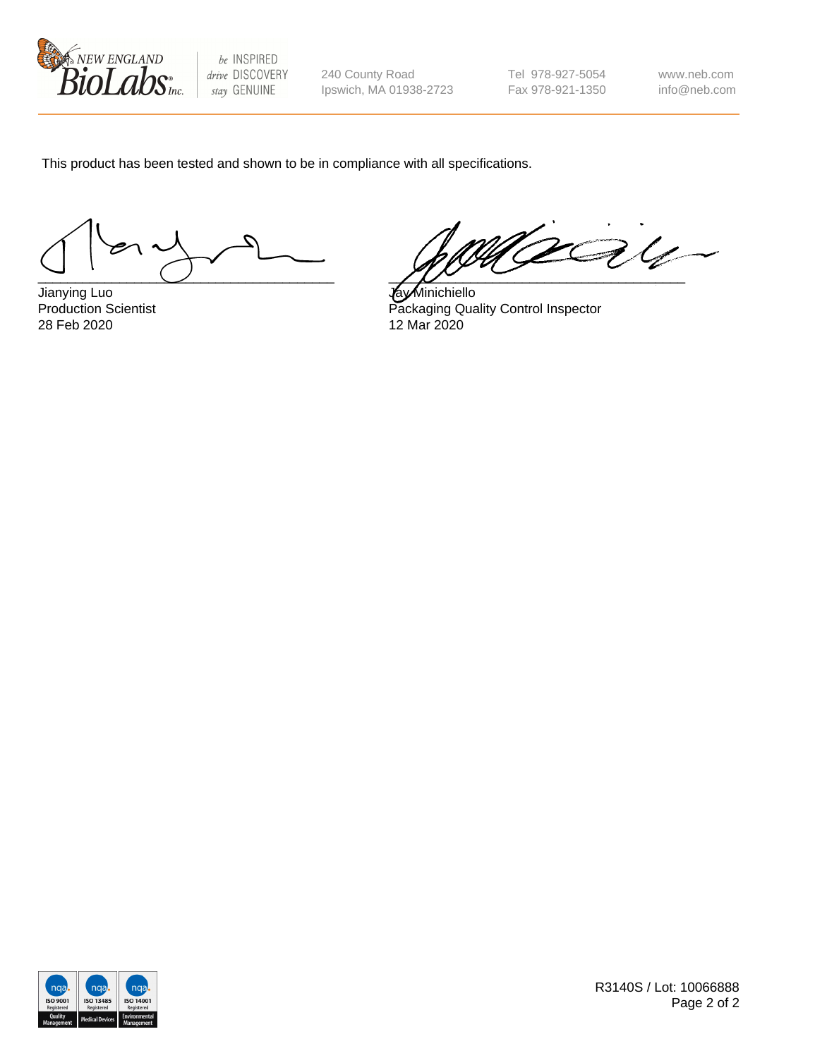This product has been tested and shown to be in compliance with all specifications.

Jianying Luo
Production Scientist
28 Feb 2020

Jay Minichiello
Packaging Quality Control Inspector
12 Mar 2020

R3140S / Lot: 10066888